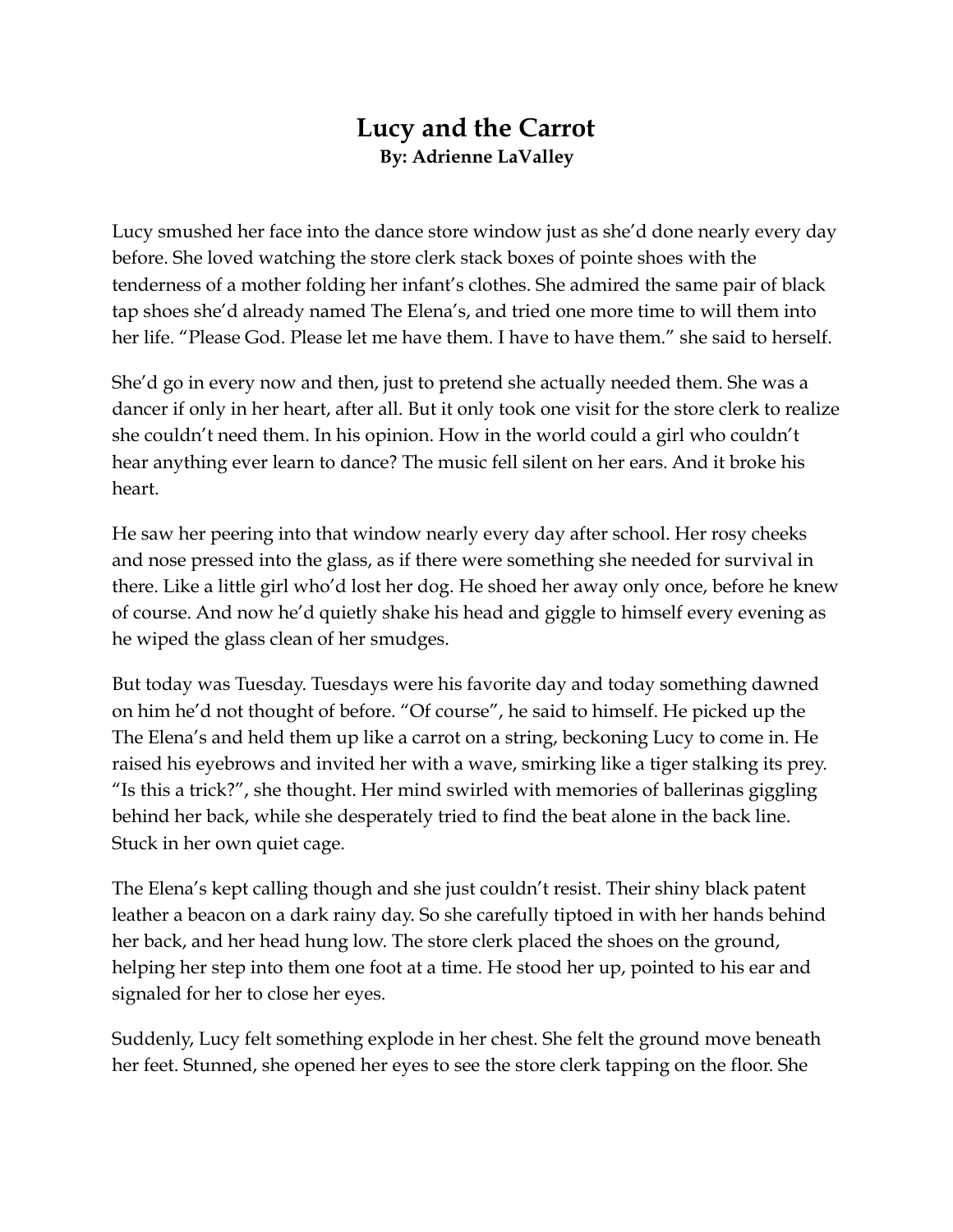# Lucy and the Carrot

**By: Adrienne LaValley**

Lucy smushed her face into the dance store window just as she'd done nearly every day before. She loved watching the store clerk stack boxes of pointe shoes with the tenderness of a mother folding her infant's clothes. She admired the same pair of black tap shoes she'd already named The Elena's, and tried one more time to will them into her life. "Please God. Please let me have them. I have to have them." she said to herself.

She'd go in every now and then, just to pretend she actually needed them. She was a dancer if only in her heart, after all. But it only took one visit for the store clerk to realize she couldn't need them. In his opinion. How in the world could a girl who couldn't hear anything ever learn to dance? The music fell silent on her ears. And it broke his heart.

He saw her peering into that window nearly every day after school. Her rosy cheeks and nose pressed into the glass, as if there were something she needed for survival in there. Like a little girl who'd lost her dog. He shoed her away only once, before he knew of course. And now he'd quietly shake his head and giggle to himself every evening as he wiped the glass clean of her smudges.

But today was Tuesday. Tuesdays were his favorite day and today something dawned on him he'd not thought of before. "Of course", he said to himself. He picked up the The Elena's and held them up like a carrot on a string, beckoning Lucy to come in. He raised his eyebrows and invited her with a wave, smirking like a tiger stalking its prey. "Is this a trick?", she thought. Her mind swirled with memories of ballerinas giggling behind her back, while she desperately tried to find the beat alone in the back line. Stuck in her own quiet cage.

The Elena's kept calling though and she just couldn't resist. Their shiny black patent leather a beacon on a dark rainy day. So she carefully tiptoed in with her hands behind her back, and her head hung low. The store clerk placed the shoes on the ground, helping her step into them one foot at a time. He stood her up, pointed to his ear and signaled for her to close her eyes.

Suddenly, Lucy felt something explode in her chest. She felt the ground move beneath her feet. Stunned, she opened her eyes to see the store clerk tapping on the floor. She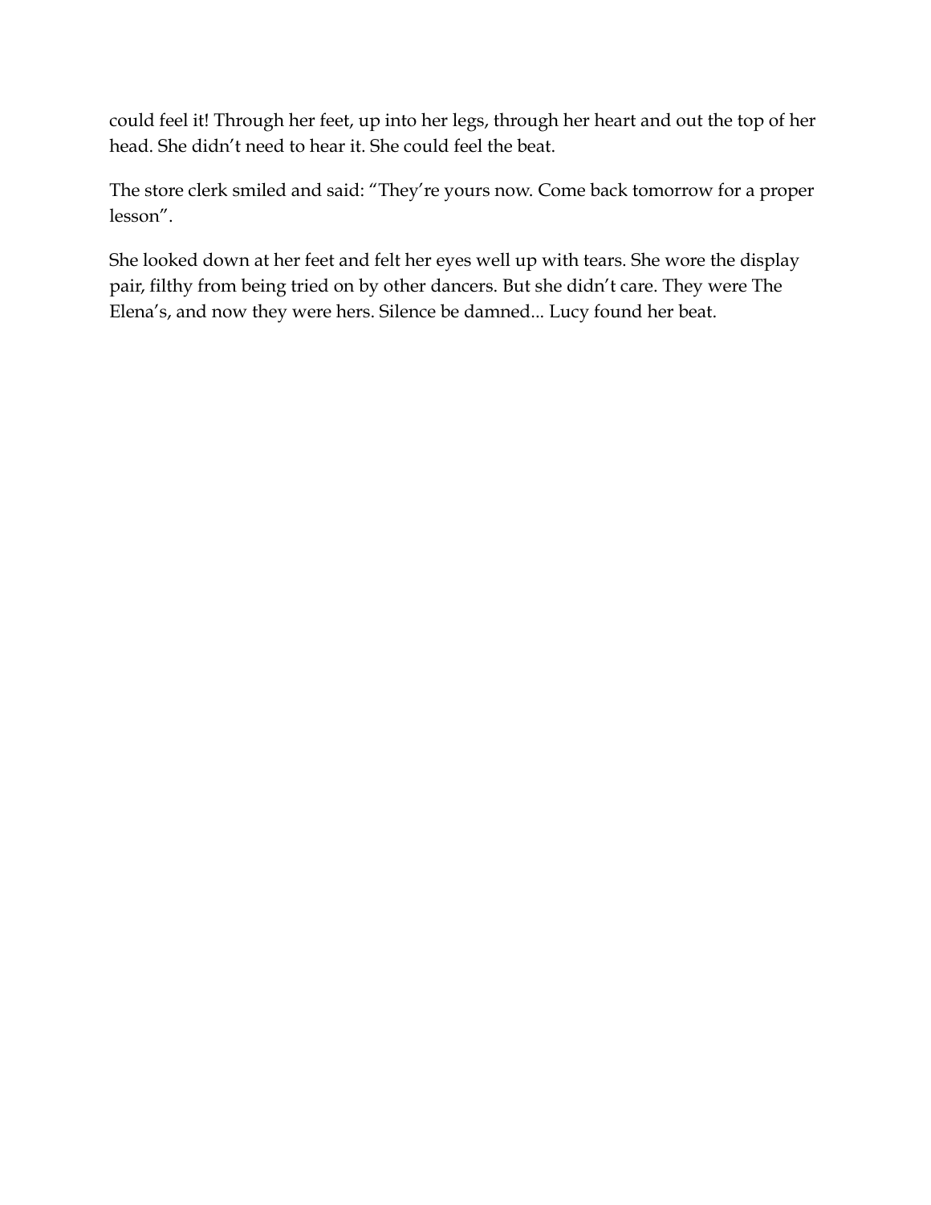could feel it! Through her feet, up into her legs, through her heart and out the top of her head. She didn't need to hear it. She could feel the beat.

The store clerk smiled and said: "They're yours now. Come back tomorrow for a proper lesson".

She looked down at her feet and felt her eyes well up with tears. She wore the display pair, filthy from being tried on by other dancers. But she didn't care. They were The Elena's, and now they were hers. Silence be damned... Lucy found her beat.